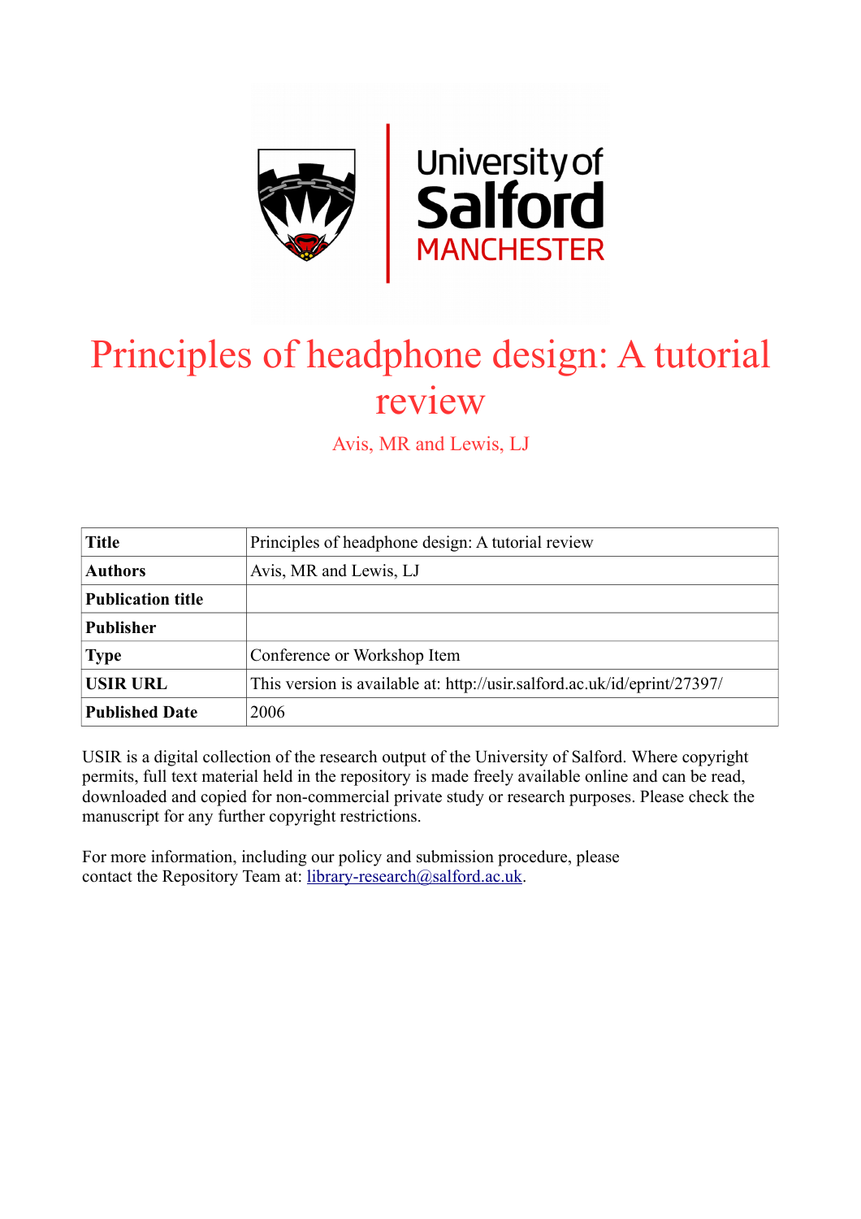# Principles of headphone design: A tutorial review

Avis, MR and Lewis, LJ

| | |
|---|---|
| **Title** | Principles of headphone design: A tutorial review |
| **Authors** | Avis, MR and Lewis, LJ |
| **Publication title** | |
| **Publisher** | |
| **Type** | Conference or Workshop Item |
| **USIR URL** | This version is available at: http://usir.salford.ac.uk/id/eprint/27397/ |
| **Published Date** | 2006 |

USIR is a digital collection of the research output of the University of Salford. Where copyright permits, full text material held in the repository is made freely available online and can be read, downloaded and copied for non-commercial private study or research purposes. Please check the manuscript for any further copyright restrictions.

For more information, including our policy and submission procedure, please contact the Repository Team at: library-research@salford.ac.uk.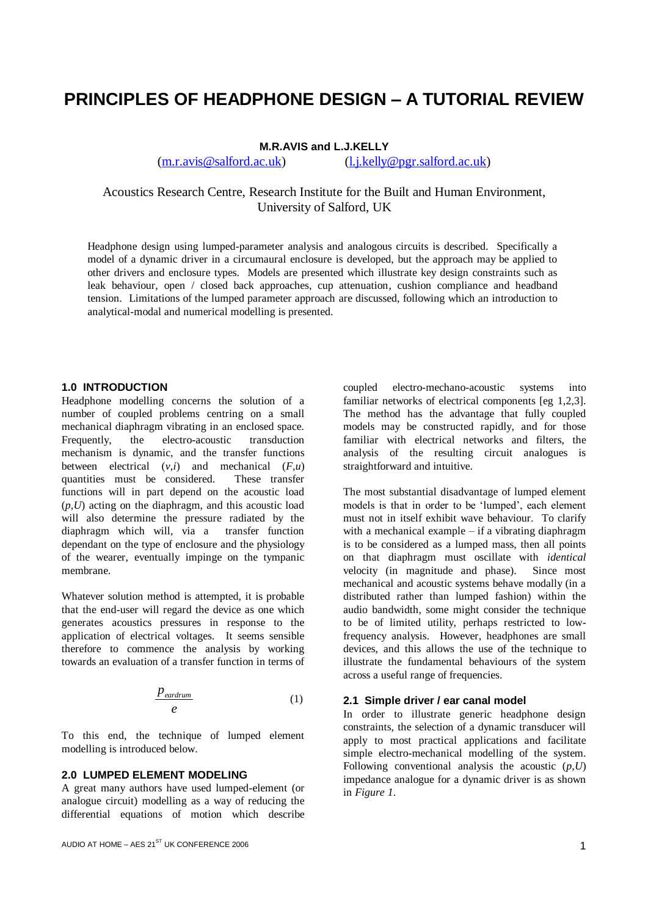# PRINCIPLES OF HEADPHONE DESIGN – A TUTORIAL REVIEW

**M.R.AVIS and L.J.KELLY**

(m.r.avis@salford.ac.uk) (l.j.kelly@pgr.salford.ac.uk)

Acoustics Research Centre, Research Institute for the Built and Human Environment, University of Salford, UK

Headphone design using lumped-parameter analysis and analogous circuits is described. Specifically a model of a dynamic driver in a circumaural enclosure is developed, but the approach may be applied to other drivers and enclosure types. Models are presented which illustrate key design constraints such as leak behaviour, open / closed back approaches, cup attenuation, cushion compliance and headband tension. Limitations of the lumped parameter approach are discussed, following which an introduction to analytical-modal and numerical modelling is presented.

## 1.0 INTRODUCTION

Headphone modelling concerns the solution of a number of coupled problems centring on a small mechanical diaphragm vibrating in an enclosed space. Frequently, the electro-acoustic transduction mechanism is dynamic, and the transfer functions between electrical ($v$,$i$) and mechanical ($F$,$u$) quantities must be considered. These transfer functions will in part depend on the acoustic load ($p$,$U$) acting on the diaphragm, and this acoustic load will also determine the pressure radiated by the diaphragm which will, via a transfer function dependant on the type of enclosure and the physiology of the wearer, eventually impinge on the tympanic membrane.

Whatever solution method is attempted, it is probable that the end-user will regard the device as one which generates acoustics pressures in response to the application of electrical voltages. It seems sensible therefore to commence the analysis by working towards an evaluation of a transfer function in terms of

$$\frac{p_{eardrum}}{e} \qquad (1)$$

To this end, the technique of lumped element modelling is introduced below.

## 2.0 LUMPED ELEMENT MODELING

A great many authors have used lumped-element (or analogue circuit) modelling as a way of reducing the differential equations of motion which describe coupled electro-mechano-acoustic systems into familiar networks of electrical components [eg 1,2,3]. The method has the advantage that fully coupled models may be constructed rapidly, and for those familiar with electrical networks and filters, the analysis of the resulting circuit analogues is straightforward and intuitive.

The most substantial disadvantage of lumped element models is that in order to be 'lumped', each element must not in itself exhibit wave behaviour. To clarify with a mechanical example – if a vibrating diaphragm is to be considered as a lumped mass, then all points on that diaphragm must oscillate with *identical* velocity (in magnitude and phase). Since most mechanical and acoustic systems behave modally (in a distributed rather than lumped fashion) within the audio bandwidth, some might consider the technique to be of limited utility, perhaps restricted to low-frequency analysis. However, headphones are small devices, and this allows the use of the technique to illustrate the fundamental behaviours of the system across a useful range of frequencies.

### 2.1 Simple driver / ear canal model

In order to illustrate generic headphone design constraints, the selection of a dynamic transducer will apply to most practical applications and facilitate simple electro-mechanical modelling of the system. Following conventional analysis the acoustic ($p$,$U$) impedance analogue for a dynamic driver is as shown in *Figure 1*.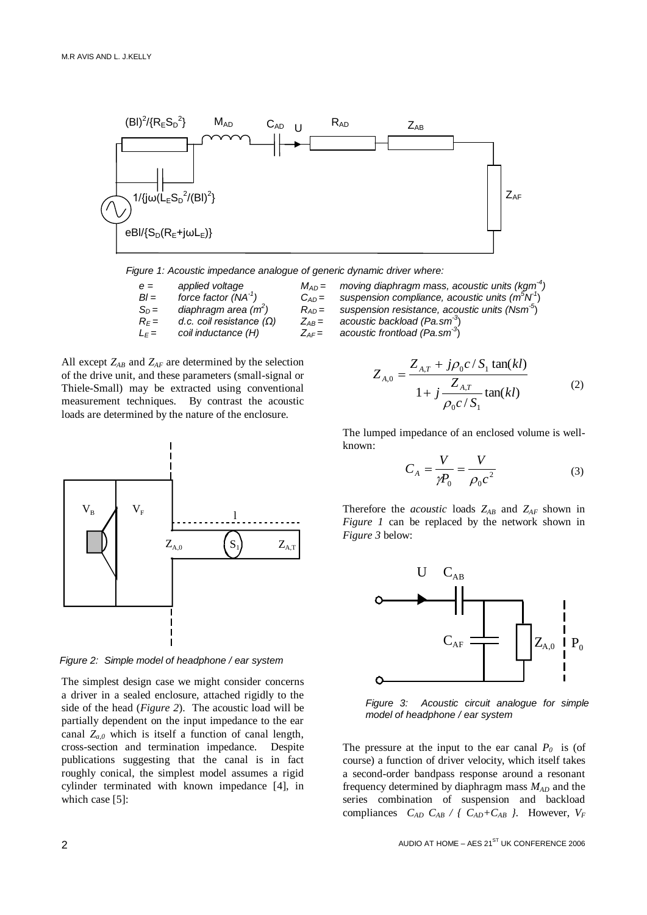Figure 1: Acoustic impedance analogue of generic dynamic driver where:

| | | | |
|---|---|---|---|
| $e$ = | applied voltage | $M_{AD}$ = | moving diaphragm mass, acoustic units ($kgm^{-4}$) |
| $Bl$ = | force factor ($NA^{-1}$) | $C_{AD}$ = | suspension compliance, acoustic units ($m^5N^{-1}$) |
| $S_D$ = | diaphragm area ($m^2$) | $R_{AD}$ = | suspension resistance, acoustic units ($Nsm^{-5}$) |
| $R_E$ = | d.c. coil resistance (Ω) | $Z_{AB}$ = | acoustic backload ($Pa.sm^{-3}$) |
| $L_E$ = | coil inductance (H) | $Z_{AF}$ = | acoustic frontload ($Pa.sm^{-3}$) |

All except $Z_{AB}$ and $Z_{AF}$ are determined by the selection of the drive unit, and these parameters (small-signal or Thiele-Small) may be extracted using conventional measurement techniques. By contrast the acoustic loads are determined by the nature of the enclosure.

Figure 2: Simple model of headphone / ear system

The simplest design case we might consider concerns a driver in a sealed enclosure, attached rigidly to the side of the head (*Figure 2*). The acoustic load will be partially dependent on the input impedance to the ear canal $Z_{a,0}$ which is itself a function of canal length, cross-section and termination impedance. Despite publications suggesting that the canal is in fact roughly conical, the simplest model assumes a rigid cylinder terminated with known impedance [4], in which case [5]:

$$Z_{A,0} = \frac{Z_{A,T} + j\rho_0 c / S_1 \tan(kl)}{1 + j\dfrac{Z_{A,T}}{\rho_0 c / S_1}\tan(kl)} \tag{2}$$

The lumped impedance of an enclosed volume is well-known:

$$C_A = \frac{V}{\gamma P_0} = \frac{V}{\rho_0 c^2} \tag{3}$$

Therefore the *acoustic* loads $Z_{AB}$ and $Z_{AF}$ shown in *Figure 1* can be replaced by the network shown in *Figure 3* below:

Figure 3: Acoustic circuit analogue for simple model of headphone / ear system

The pressure at the input to the ear canal $P_0$ is (of course) a function of driver velocity, which itself takes a second-order bandpass response around a resonant frequency determined by diaphragm mass $M_{AD}$ and the series combination of suspension and backload compliances $C_{AD}\, C_{AB} \,/\, \{ C_{AD}+C_{AB} \}$. However, $V_F$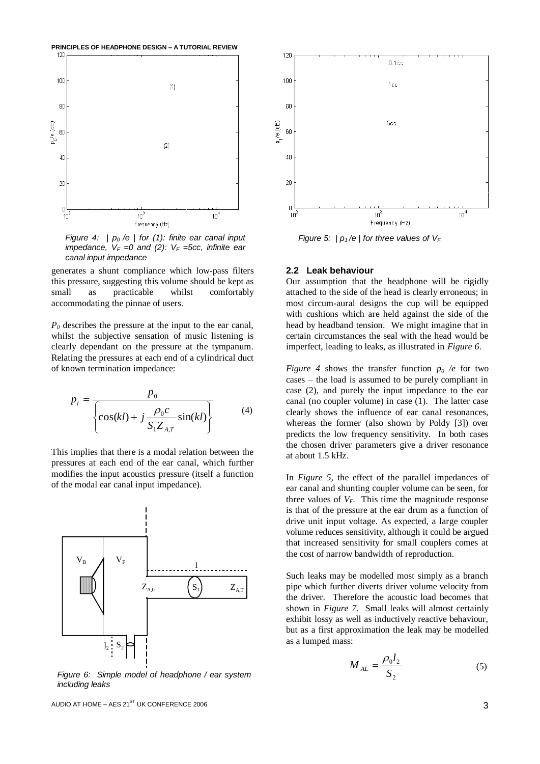120

100

80

60

40

20

0

$p_0/e$ (dB)

(1)

(2)

$10^2$ $10^3$ $10^4$

Frequency (Hz)

*Figure 4: $|p_0/e|$ for (1): finite ear canal input impedance, $V_F = 0$ and (2): $V_F = 5cc$, infinite ear canal input impedance*

generates a shunt compliance which low-pass filters this pressure, suggesting this volume should be kept as small as practicable whilst comfortably accommodating the pinnae of users.

$P_0$ describes the pressure at the input to the ear canal, whilst the subjective sensation of music listening is clearly dependant on the pressure at the tympanum. Relating the pressures at each end of a cylindrical duct of known termination impedance:

$$p_l = \frac{p_0}{\left\{\cos(kl) + j\frac{\rho_0 c}{S_1 Z_{A,T}}\sin(kl)\right\}} \tag{4}$$

This implies that there is a modal relation between the pressures at each end of the ear canal, which further modifies the input acoustics pressure (itself a function of the modal ear canal input impedance).

$V_B$ $V_F$ $l$ $Z_{A,0}$ $S_1$ $Z_{A,T}$ $l_2$ $S_2$

*Figure 6: Simple model of headphone / ear system including leaks*

120

100

80

60

40

20

0

$p_l/e$ (dB)

0.1cc

1cc

5cc

$10^2$ $10^3$ $10^4$

Frequency (Hz)

*Figure 5: $|p_1/e|$ for three values of $V_F$*

## 2.2 Leak behaviour

Our assumption that the headphone will be rigidly attached to the side of the head is clearly erroneous; in most circum-aural designs the cup will be equipped with cushions which are held against the side of the head by headband tension. We might imagine that in certain circumstances the seal with the head would be imperfect, leading to leaks, as illustrated in *Figure 6*.

*Figure 4* shows the transfer function $p_0/e$ for two cases – the load is assumed to be purely compliant in case (2), and purely the input impedance to the ear canal (no coupler volume) in case (1). The latter case clearly shows the influence of ear canal resonances, whereas the former (also shown by Poldy [3]) over predicts the low frequency sensitivity. In both cases the chosen driver parameters give a driver resonance at about 1.5 kHz.

In *Figure 5,* the effect of the parallel impedances of ear canal and shunting coupler volume can be seen, for three values of $V_F$. This time the magnitude response is that of the pressure at the ear drum as a function of drive unit input voltage. As expected, a large coupler volume reduces sensitivity, although it could be argued that increased sensitivity for small couplers comes at the cost of narrow bandwidth of reproduction.

Such leaks may be modelled most simply as a branch pipe which further diverts driver volume velocity from the driver. Therefore the acoustic load becomes that shown in *Figure 7*. Small leaks will almost certainly exhibit lossy as well as inductively reactive behaviour, but as a first approximation the leak may be modelled as a lumped mass:

$$M_{AL} = \frac{\rho_0 l_2}{S_2} \tag{5}$$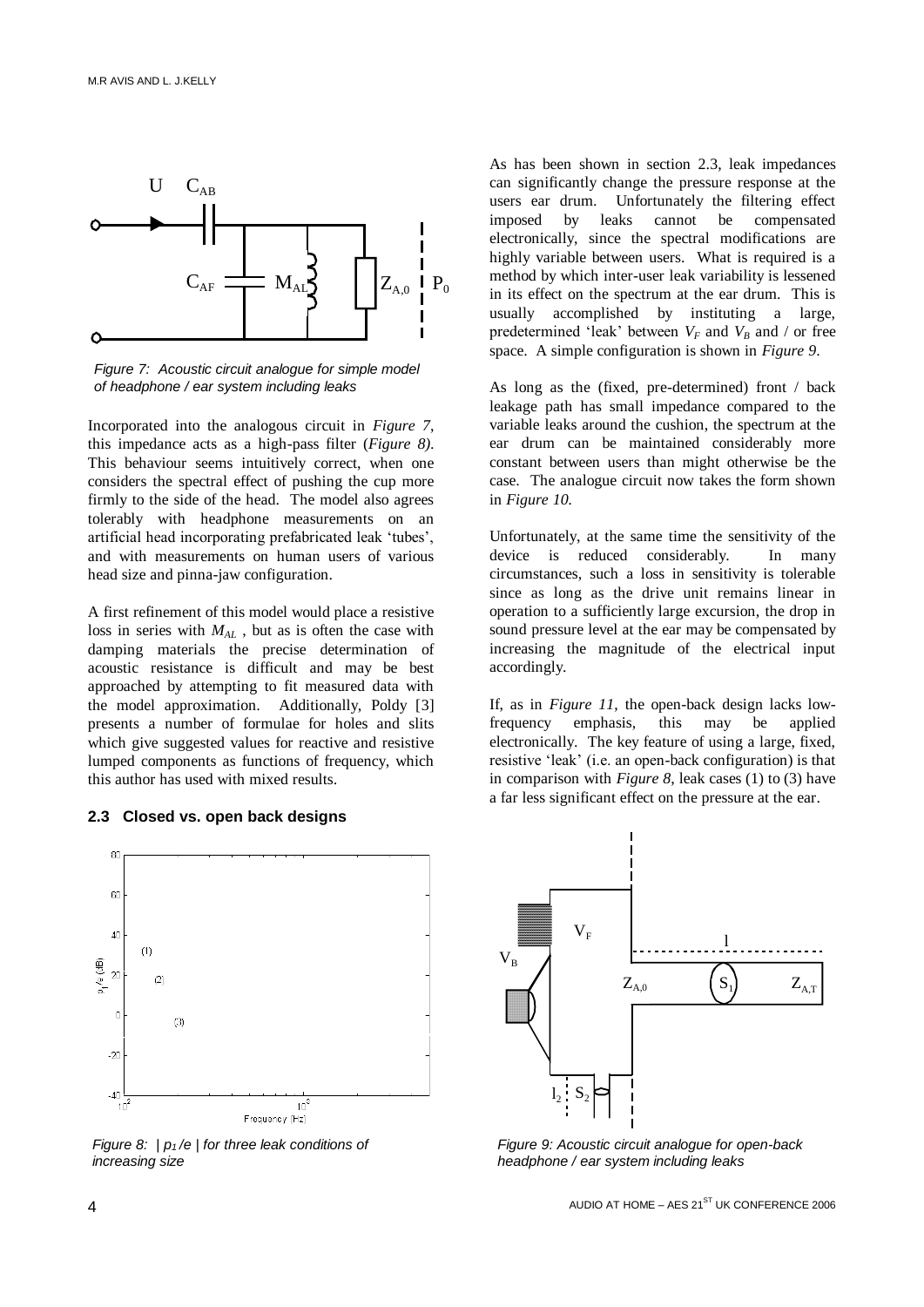U $C_{AB}$

$C_{AF}$ $M_{AL}$ $Z_{A,0}$ $P_0$

*Figure 7: Acoustic circuit analogue for simple model of headphone / ear system including leaks*

Incorporated into the analogous circuit in *Figure 7*, this impedance acts as a high-pass filter (*Figure 8)*. This behaviour seems intuitively correct, when one considers the spectral effect of pushing the cup more firmly to the side of the head. The model also agrees tolerably with headphone measurements on an artificial head incorporating prefabricated leak 'tubes', and with measurements on human users of various head size and pinna-jaw configuration.

A first refinement of this model would place a resistive loss in series with $M_{AL}$ , but as is often the case with damping materials the precise determination of acoustic resistance is difficult and may be best approached by attempting to fit measured data with the model approximation. Additionally, Poldy [3] presents a number of formulae for holes and slits which give suggested values for reactive and resistive lumped components as functions of frequency, which this author has used with mixed results.

### 2.3 Closed vs. open back designs

80
60
40
20
0
-20
-40
$|p_1/e|$ (dB)
(1)
(2)
(3)
$10^2$
$10^3$
Frequency (Hz)

*Figure 8: $|p_1/e|$ for three leak conditions of increasing size*

As has been shown in section 2.3, leak impedances can significantly change the pressure response at the users ear drum. Unfortunately the filtering effect imposed by leaks cannot be compensated electronically, since the spectral modifications are highly variable between users. What is required is a method by which inter-user leak variability is lessened in its effect on the spectrum at the ear drum. This is usually accomplished by instituting a large, predetermined 'leak' between $V_F$ and $V_B$ and / or free space. A simple configuration is shown in *Figure 9*.

As long as the (fixed, pre-determined) front / back leakage path has small impedance compared to the variable leaks around the cushion, the spectrum at the ear drum can be maintained considerably more constant between users than might otherwise be the case. The analogue circuit now takes the form shown in *Figure 10.*

Unfortunately, at the same time the sensitivity of the device is reduced considerably. In many circumstances, such a loss in sensitivity is tolerable since as long as the drive unit remains linear in operation to a sufficiently large excursion, the drop in sound pressure level at the ear may be compensated by increasing the magnitude of the electrical input accordingly.

If, as in *Figure 11*, the open-back design lacks low-frequency emphasis, this may be applied electronically. The key feature of using a large, fixed, resistive 'leak' (i.e. an open-back configuration) is that in comparison with *Figure 8*, leak cases (1) to (3) have a far less significant effect on the pressure at the ear.

$V_F$ $V_B$ $l$ $Z_{A,0}$ $S_1$ $Z_{A,T}$ $l_2$ $S_2$

*Figure 9: Acoustic circuit analogue for open-back headphone / ear system including leaks*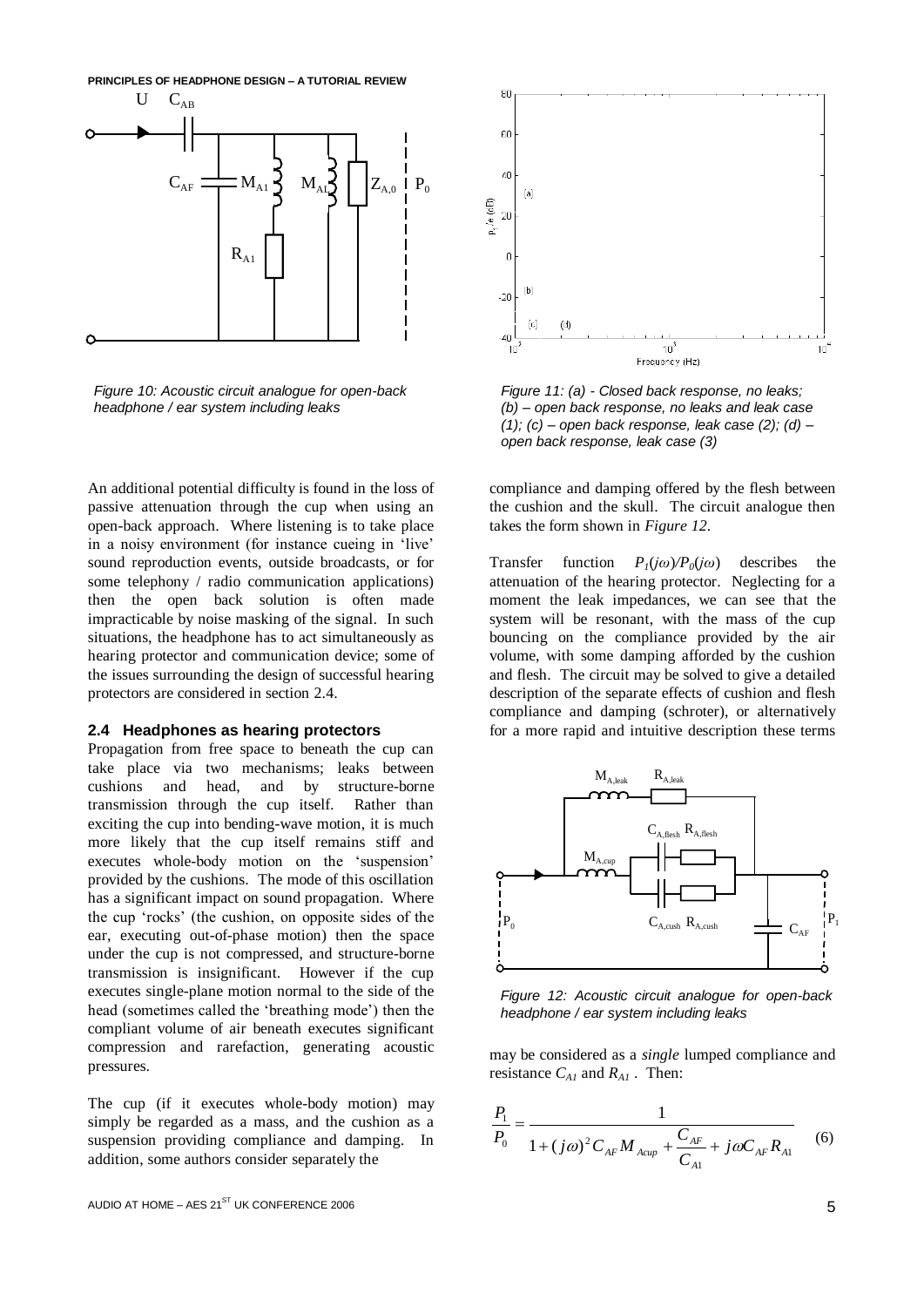U $C_{AB}$

$C_{AF}$ $M_{A1}$ $M_{AL}$ $Z_{A,0}$ $P_0$

$R_{A1}$

*Figure 10: Acoustic circuit analogue for open-back headphone / ear system including leaks*

80

60

40

20

0

-20

-40

(a)

(b)

(c)

(d)

$p_1/p_0$ (dB)

$10^2$

$10^3$

$10^4$

Frequency (Hz)

*Figure 11: (a) - Closed back response, no leaks; (b) – open back response, no leaks and leak case (1); (c) – open back response, leak case (2); (d) – open back response, leak case (3)*

An additional potential difficulty is found in the loss of passive attenuation through the cup when using an open-back approach. Where listening is to take place in a noisy environment (for instance cueing in 'live' sound reproduction events, outside broadcasts, or for some telephony / radio communication applications) then the open back solution is often made impracticable by noise masking of the signal. In such situations, the headphone has to act simultaneously as hearing protector and communication device; some of the issues surrounding the design of successful hearing protectors are considered in section 2.4.

### 2.4 Headphones as hearing protectors

Propagation from free space to beneath the cup can take place via two mechanisms; leaks between cushions and head, and by structure-borne transmission through the cup itself. Rather than exciting the cup into bending-wave motion, it is much more likely that the cup itself remains stiff and executes whole-body motion on the 'suspension' provided by the cushions. The mode of this oscillation has a significant impact on sound propagation. Where the cup 'rocks' (the cushion, on opposite sides of the ear, executing out-of-phase motion) then the space under the cup is not compressed, and structure-borne transmission is insignificant. However if the cup executes single-plane motion normal to the side of the head (sometimes called the 'breathing mode') then the compliant volume of air beneath executes significant compression and rarefaction, generating acoustic pressures.

The cup (if it executes whole-body motion) may simply be regarded as a mass, and the cushion as a suspension providing compliance and damping. In addition, some authors consider separately the compliance and damping offered by the flesh between the cushion and the skull. The circuit analogue then takes the form shown in *Figure 12*.

Transfer function $P_1(j\omega)/P_0(j\omega)$ describes the attenuation of the hearing protector. Neglecting for a moment the leak impedances, we can see that the system will be resonant, with the mass of the cup bouncing on the compliance provided by the air volume, with some damping afforded by the cushion and flesh. The circuit may be solved to give a detailed description of the separate effects of cushion and flesh compliance and damping (schroter), or alternatively for a more rapid and intuitive description these terms

$M_{A,leak}$ $R_{A,leak}$

$C_{A,flesh}$ $R_{A,flesh}$

$M_{A,cup}$

$P_0$ $C_{A,cush}$ $R_{A,cush}$ $C_{AF}$ $P_1$

*Figure 12: Acoustic circuit analogue for open-back headphone / ear system including leaks*

may be considered as a *single* lumped compliance and resistance $C_{A1}$ and $R_{A1}$. Then:

$$\frac{P_1}{P_0} = \frac{1}{1 + (j\omega)^2 C_{AF} M_{Acup} + \frac{C_{AF}}{C_{A1}} + j\omega C_{AF} R_{A1}} \quad (6)$$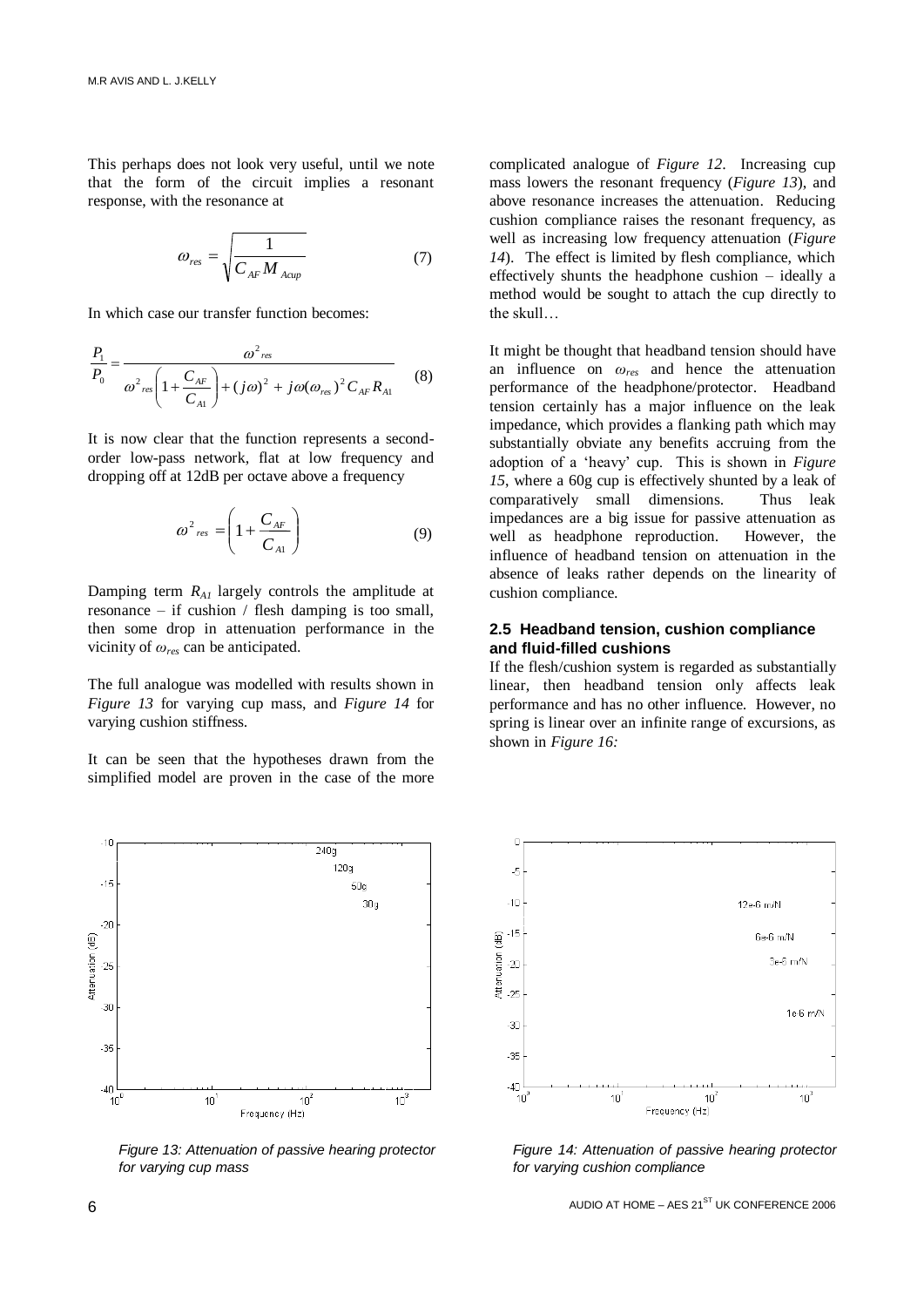This perhaps does not look very useful, until we note that the form of the circuit implies a resonant response, with the resonance at

$$\omega_{res} = \sqrt{\frac{1}{C_{AF} M_{Acup}}} \tag{7}$$

In which case our transfer function becomes:

$$\frac{P_1}{P_0} = \frac{\omega^2_{res}}{\omega^2_{res}\left(1 + \frac{C_{AF}}{C_{A1}}\right) + (j\omega)^2 + j\omega(\omega_{res})^2 C_{AF} R_{A1}} \tag{8}$$

It is now clear that the function represents a second-order low-pass network, flat at low frequency and dropping off at 12dB per octave above a frequency

$$\omega^2_{res} = \left(1 + \frac{C_{AF}}{C_{A1}}\right) \tag{9}$$

Damping term $R_{A1}$ largely controls the amplitude at resonance – if cushion / flesh damping is too small, then some drop in attenuation performance in the vicinity of $\omega_{res}$ can be anticipated.

The full analogue was modelled with results shown in *Figure 13* for varying cup mass, and *Figure 14* for varying cushion stiffness.

It can be seen that the hypotheses drawn from the simplified model are proven in the case of the more complicated analogue of *Figure 12*. Increasing cup mass lowers the resonant frequency (*Figure 13*), and above resonance increases the attenuation. Reducing cushion compliance raises the resonant frequency, as well as increasing low frequency attenuation (*Figure 14*). The effect is limited by flesh compliance, which effectively shunts the headphone cushion – ideally a method would be sought to attach the cup directly to the skull…

It might be thought that headband tension should have an influence on $\omega_{res}$ and hence the attenuation performance of the headphone/protector. Headband tension certainly has a major influence on the leak impedance, which provides a flanking path which may substantially obviate any benefits accruing from the adoption of a 'heavy' cup. This is shown in *Figure 15*, where a 60g cup is effectively shunted by a leak of comparatively small dimensions. Thus leak impedances are a big issue for passive attenuation as well as headphone reproduction. However, the influence of headband tension on attenuation in the absence of leaks rather depends on the linearity of cushion compliance.

### 2.5 Headband tension, cushion compliance and fluid-filled cushions

If the flesh/cushion system is regarded as substantially linear, then headband tension only affects leak performance and has no other influence. However, no spring is linear over an infinite range of excursions, as shown in *Figure 16:*

Attenuation (dB)
Frequency (Hz)
240g
120g
60g
30g

*Figure 13: Attenuation of passive hearing protector for varying cup mass*

Attenuation (dB)
Frequency (Hz)
12e-6 m/N
6e-6 m/N
3e-6 m/N
1e-6 m/N

*Figure 14: Attenuation of passive hearing protector for varying cushion compliance*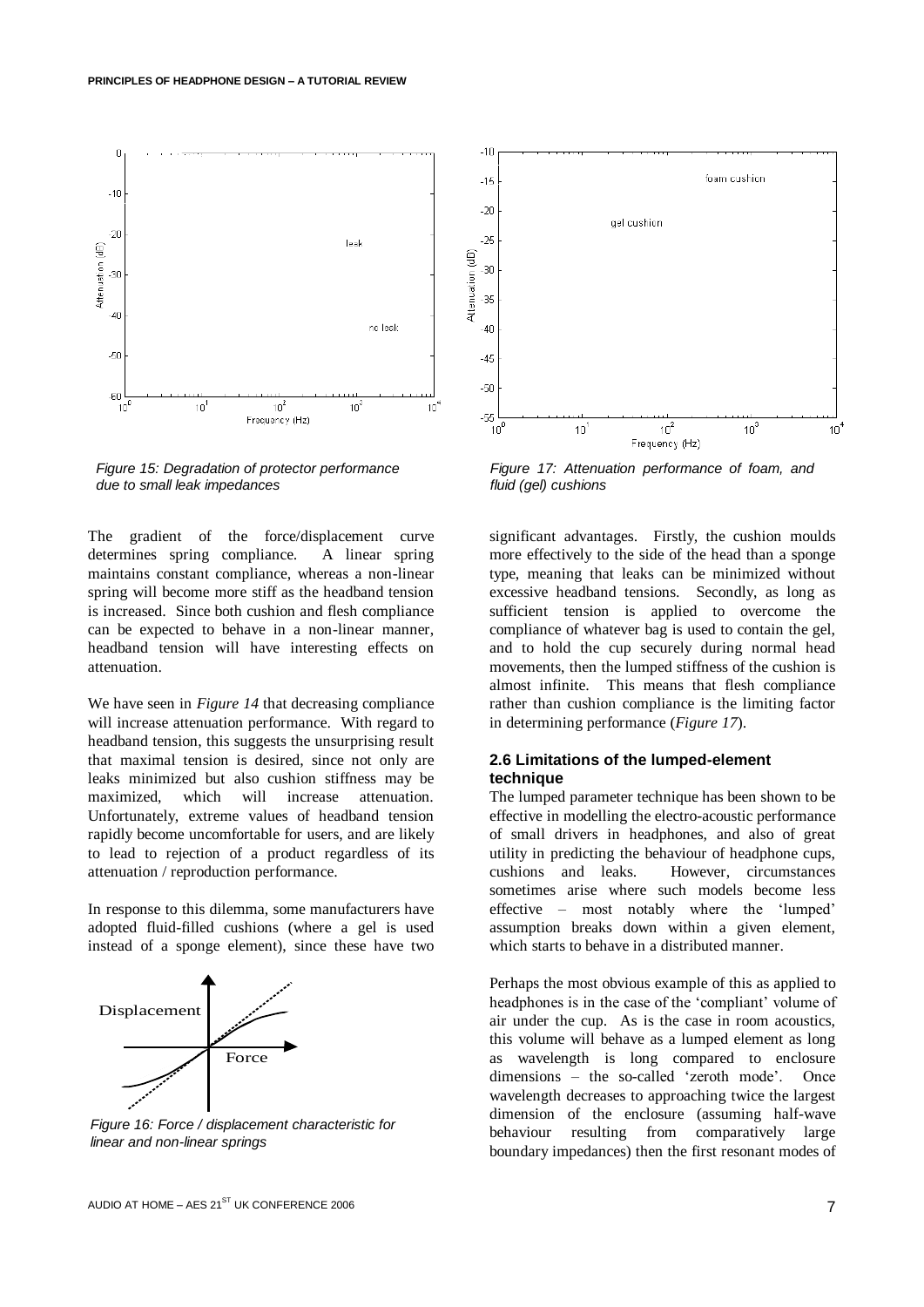0
-10
-20
-30
-40
-50
-60
Attenuation (dB)
leak
no leak
$10^0$
$10^1$
$10^2$
$10^3$
$10^4$
Frequency (Hz)

*Figure 15: Degradation of protector performance due to small leak impedances*

The gradient of the force/displacement curve determines spring compliance. A linear spring maintains constant compliance, whereas a non-linear spring will become more stiff as the headband tension is increased. Since both cushion and flesh compliance can be expected to behave in a non-linear manner, headband tension will have interesting effects on attenuation.

We have seen in *Figure 14* that decreasing compliance will increase attenuation performance. With regard to headband tension, this suggests the unsurprising result that maximal tension is desired, since not only are leaks minimized but also cushion stiffness may be maximized, which will increase attenuation. Unfortunately, extreme values of headband tension rapidly become uncomfortable for users, and are likely to lead to rejection of a product regardless of its attenuation / reproduction performance.

In response to this dilemma, some manufacturers have adopted fluid-filled cushions (where a gel is used instead of a sponge element), since these have two significant advantages. Firstly, the cushion moulds more effectively to the side of the head than a sponge type, meaning that leaks can be minimized without excessive headband tensions. Secondly, as long as sufficient tension is applied to overcome the compliance of whatever bag is used to contain the gel, and to hold the cup securely during normal head movements, then the lumped stiffness of the cushion is almost infinite. This means that flesh compliance rather than cushion compliance is the limiting factor in determining performance (*Figure 17*).

Displacement
Force

*Figure 16: Force / displacement characteristic for linear and non-linear springs*

-10
-15
-20
-25
-30
-35
-40
-45
-50
-55
Attenuation (dB)
foam cushion
gel cushion
$10^0$
$10^1$
$10^2$
$10^3$
$10^4$
Frequency (Hz)

*Figure 17: Attenuation performance of foam, and fluid (gel) cushions*

### 2.6 Limitations of the lumped-element technique

The lumped parameter technique has been shown to be effective in modelling the electro-acoustic performance of small drivers in headphones, and also of great utility in predicting the behaviour of headphone cups, cushions and leaks. However, circumstances sometimes arise where such models become less effective – most notably where the 'lumped' assumption breaks down within a given element, which starts to behave in a distributed manner.

Perhaps the most obvious example of this as applied to headphones is in the case of the 'compliant' volume of air under the cup. As is the case in room acoustics, this volume will behave as a lumped element as long as wavelength is long compared to enclosure dimensions – the so-called 'zeroth mode'. Once wavelength decreases to approaching twice the largest dimension of the enclosure (assuming half-wave behaviour resulting from comparatively large boundary impedances) then the first resonant modes of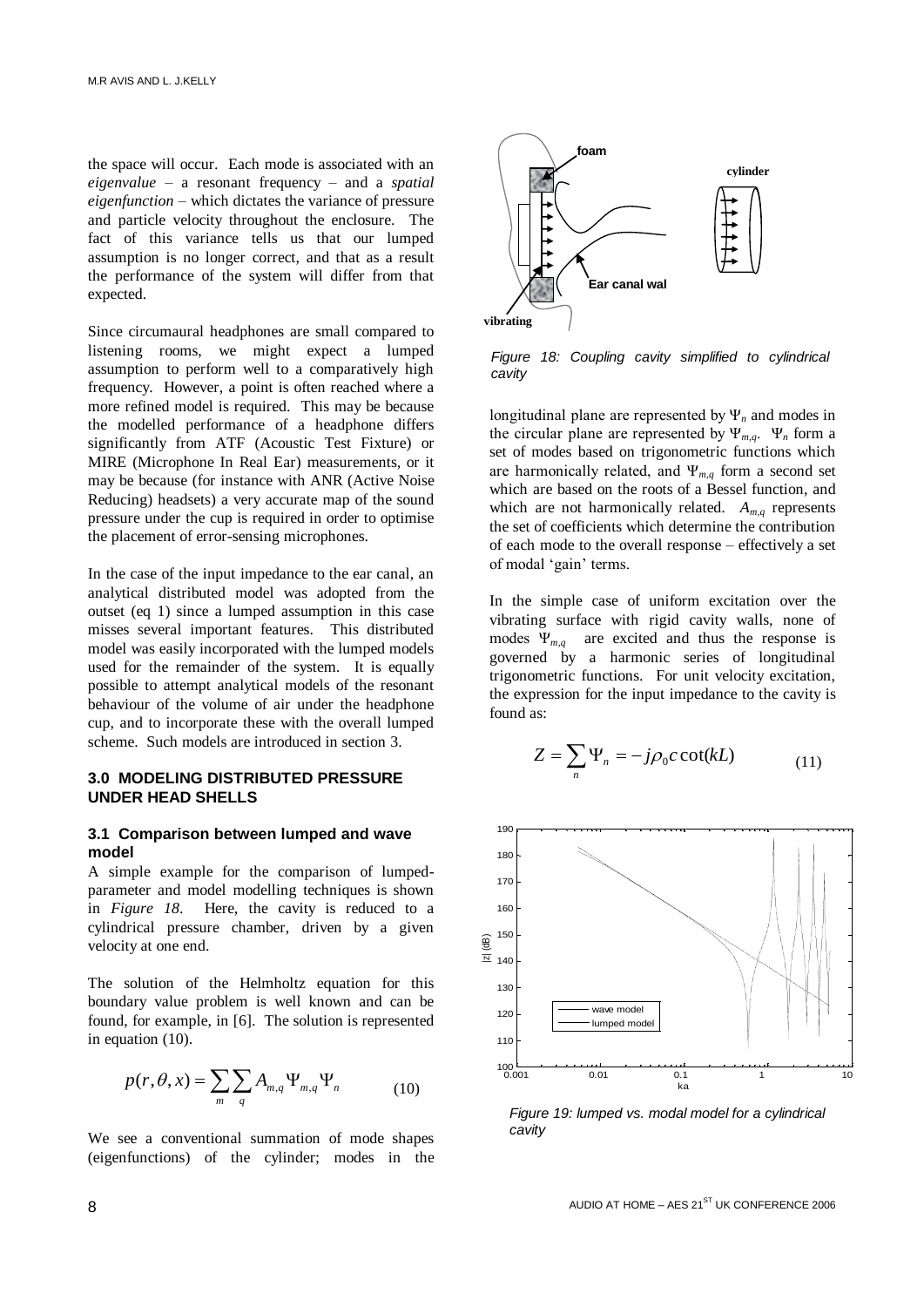the space will occur. Each mode is associated with an *eigenvalue* – a resonant frequency – and a *spatial eigenfunction* – which dictates the variance of pressure and particle velocity throughout the enclosure. The fact of this variance tells us that our lumped assumption is no longer correct, and that as a result the performance of the system will differ from that expected.

Since circumaural headphones are small compared to listening rooms, we might expect a lumped assumption to perform well to a comparatively high frequency. However, a point is often reached where a more refined model is required. This may be because the modelled performance of a headphone differs significantly from ATF (Acoustic Test Fixture) or MIRE (Microphone In Real Ear) measurements, or it may be because (for instance with ANR (Active Noise Reducing) headsets) a very accurate map of the sound pressure under the cup is required in order to optimise the placement of error-sensing microphones.

In the case of the input impedance to the ear canal, an analytical distributed model was adopted from the outset (eq 1) since a lumped assumption in this case misses several important features. This distributed model was easily incorporated with the lumped models used for the remainder of the system. It is equally possible to attempt analytical models of the resonant behaviour of the volume of air under the headphone cup, and to incorporate these with the overall lumped scheme. Such models are introduced in section 3.

## 3.0 MODELING DISTRIBUTED PRESSURE UNDER HEAD SHELLS

### 3.1 Comparison between lumped and wave model

A simple example for the comparison of lumped-parameter and model modelling techniques is shown in *Figure 18*. Here, the cavity is reduced to a cylindrical pressure chamber, driven by a given velocity at one end.

The solution of the Helmholtz equation for this boundary value problem is well known and can be found, for example, in [6]. The solution is represented in equation (10).

$$p(r,\theta,x) = \sum_m \sum_q A_{m,q} \Psi_{m,q} \Psi_n \qquad (10)$$

We see a conventional summation of mode shapes (eigenfunctions) of the cylinder; modes in the longitudinal plane are represented by $\Psi_n$ and modes in the circular plane are represented by $\Psi_{m,q}$. $\Psi_n$ form a set of modes based on trigonometric functions which are harmonically related, and $\Psi_{m,q}$ form a second set which are based on the roots of a Bessel function, and which are not harmonically related. $A_{m,q}$ represents the set of coefficients which determine the contribution of each mode to the overall response – effectively a set of modal 'gain' terms.

foam

cylinder

Ear canal wal

vibrating

*Figure 18: Coupling cavity simplified to cylindrical cavity*

In the simple case of uniform excitation over the vibrating surface with rigid cavity walls, none of modes $\Psi_{m,q}$ are excited and thus the response is governed by a harmonic series of longitudinal trigonometric functions. For unit velocity excitation, the expression for the input impedance to the cavity is found as:

$$Z = \sum_n \Psi_n = -j\rho_0 c \cot(kL) \qquad (11)$$

|z| (dB)

190
180
170
160
150
140
130
120
110
100

0.001
0.01
0.1
1
10

ka

wave model
lumped model

*Figure 19: lumped vs. modal model for a cylindrical cavity*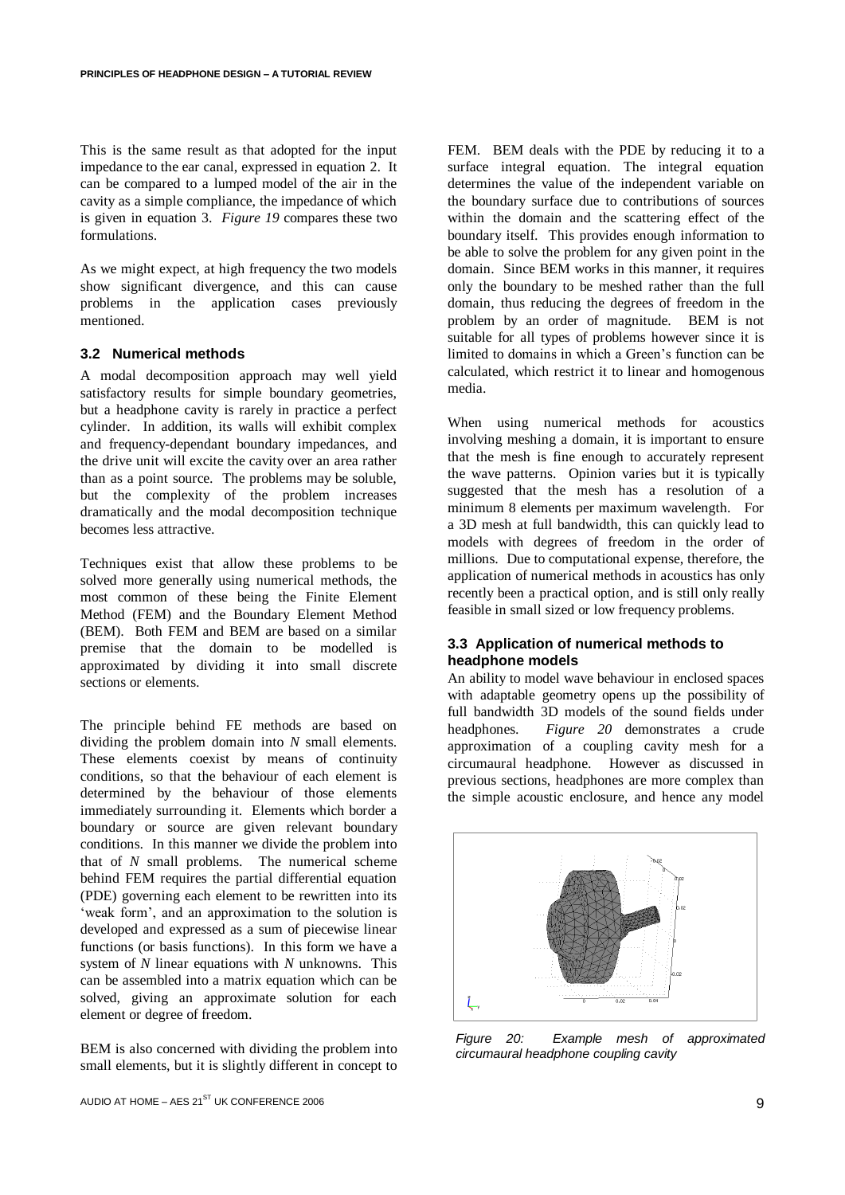This is the same result as that adopted for the input impedance to the ear canal, expressed in equation 2. It can be compared to a lumped model of the air in the cavity as a simple compliance, the impedance of which is given in equation 3. *Figure 19* compares these two formulations.

As we might expect, at high frequency the two models show significant divergence, and this can cause problems in the application cases previously mentioned.

### 3.2 Numerical methods

A modal decomposition approach may well yield satisfactory results for simple boundary geometries, but a headphone cavity is rarely in practice a perfect cylinder. In addition, its walls will exhibit complex and frequency-dependant boundary impedances, and the drive unit will excite the cavity over an area rather than as a point source. The problems may be soluble, but the complexity of the problem increases dramatically and the modal decomposition technique becomes less attractive.

Techniques exist that allow these problems to be solved more generally using numerical methods, the most common of these being the Finite Element Method (FEM) and the Boundary Element Method (BEM). Both FEM and BEM are based on a similar premise that the domain to be modelled is approximated by dividing it into small discrete sections or elements.

The principle behind FE methods are based on dividing the problem domain into *N* small elements. These elements coexist by means of continuity conditions, so that the behaviour of each element is determined by the behaviour of those elements immediately surrounding it. Elements which border a boundary or source are given relevant boundary conditions. In this manner we divide the problem into that of *N* small problems. The numerical scheme behind FEM requires the partial differential equation (PDE) governing each element to be rewritten into its 'weak form', and an approximation to the solution is developed and expressed as a sum of piecewise linear functions (or basis functions). In this form we have a system of *N* linear equations with *N* unknowns. This can be assembled into a matrix equation which can be solved, giving an approximate solution for each element or degree of freedom.

BEM is also concerned with dividing the problem into small elements, but it is slightly different in concept to FEM. BEM deals with the PDE by reducing it to a surface integral equation. The integral equation determines the value of the independent variable on the boundary surface due to contributions of sources within the domain and the scattering effect of the boundary itself. This provides enough information to be able to solve the problem for any given point in the domain. Since BEM works in this manner, it requires only the boundary to be meshed rather than the full domain, thus reducing the degrees of freedom in the problem by an order of magnitude. BEM is not suitable for all types of problems however since it is limited to domains in which a Green's function can be calculated, which restrict it to linear and homogenous media.

When using numerical methods for acoustics involving meshing a domain, it is important to ensure that the mesh is fine enough to accurately represent the wave patterns. Opinion varies but it is typically suggested that the mesh has a resolution of a minimum 8 elements per maximum wavelength. For a 3D mesh at full bandwidth, this can quickly lead to models with degrees of freedom in the order of millions. Due to computational expense, therefore, the application of numerical methods in acoustics has only recently been a practical option, and is still only really feasible in small sized or low frequency problems.

### 3.3 Application of numerical methods to headphone models

An ability to model wave behaviour in enclosed spaces with adaptable geometry opens up the possibility of full bandwidth 3D models of the sound fields under headphones. *Figure 20* demonstrates a crude approximation of a coupling cavity mesh for a circumaural headphone. However as discussed in previous sections, headphones are more complex than the simple acoustic enclosure, and hence any model

*Figure 20: Example mesh of approximated circumaural headphone coupling cavity*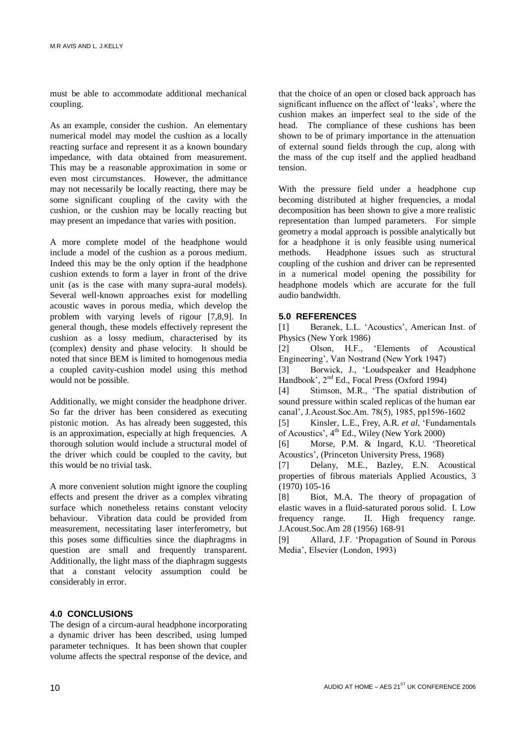must be able to accommodate additional mechanical coupling.

As an example, consider the cushion. An elementary numerical model may model the cushion as a locally reacting surface and represent it as a known boundary impedance, with data obtained from measurement. This may be a reasonable approximation in some or even most circumstances. However, the admittance may not necessarily be locally reacting, there may be some significant coupling of the cavity with the cushion, or the cushion may be locally reacting but may present an impedance that varies with position.

A more complete model of the headphone would include a model of the cushion as a porous medium. Indeed this may be the only option if the headphone cushion extends to form a layer in front of the drive unit (as is the case with many supra-aural models). Several well-known approaches exist for modelling acoustic waves in porous media, which develop the problem with varying levels of rigour [7,8,9]. In general though, these models effectively represent the cushion as a lossy medium, characterised by its (complex) density and phase velocity. It should be noted that since BEM is limited to homogenous media a coupled cavity-cushion model using this method would not be possible.

Additionally, we might consider the headphone driver. So far the driver has been considered as executing pistonic motion. As has already been suggested, this is an approximation, especially at high frequencies. A thorough solution would include a structural model of the driver which could be coupled to the cavity, but this would be no trivial task.

A more convenient solution might ignore the coupling effects and present the driver as a complex vibrating surface which nonetheless retains constant velocity behaviour. Vibration data could be provided from measurement, necessitating laser interferometry, but this poses some difficulties since the diaphragms in question are small and frequently transparent. Additionally, the light mass of the diaphragm suggests that a constant velocity assumption could be considerably in error.

## 4.0 CONCLUSIONS

The design of a circum-aural headphone incorporating a dynamic driver has been described, using lumped parameter techniques. It has been shown that coupler volume affects the spectral response of the device, and that the choice of an open or closed back approach has significant influence on the affect of 'leaks', where the cushion makes an imperfect seal to the side of the head. The compliance of these cushions has been shown to be of primary importance in the attenuation of external sound fields through the cup, along with the mass of the cup itself and the applied headband tension.

With the pressure field under a headphone cup becoming distributed at higher frequencies, a modal decomposition has been shown to give a more realistic representation than lumped parameters. For simple geometry a modal approach is possible analytically but for a headphone it is only feasible using numerical methods. Headphone issues such as structural coupling of the cushion and driver can be represented in a numerical model opening the possibility for headphone models which are accurate for the full audio bandwidth.

## 5.0 REFERENCES

[1] Beranek, L.L. 'Acoustics', American Inst. of Physics (New York 1986)

[2] Olson, H.F., 'Elements of Acoustical Engineering', Van Nostrand (New York 1947)

[3] Borwick, J., 'Loudspeaker and Headphone Handbook', 2nd Ed., Focal Press (Oxford 1994)

[4] Stimson, M.R., 'The spatial distribution of sound pressure within scaled replicas of the human ear canal', J.Acoust.Soc.Am. 78(5), 1985, pp1596-1602

[5] Kinsler, L.E., Frey, A.R. *et al*, 'Fundamentals of Acoustics', 4th Ed., Wiley (New York 2000)

[6] Morse, P.M. & Ingard, K.U. 'Theoretical Acoustics', (Princeton University Press, 1968)

[7] Delany, M.E., Bazley, E.N. Acoustical properties of fibrous materials Applied Acoustics, 3 (1970) 105-16

[8] Biot, M.A. The theory of propagation of elastic waves in a fluid-saturated porous solid. I. Low frequency range. II. High frequency range. J.Acoust.Soc.Am 28 (1956) 168-91

[9] Allard, J.F. 'Propagation of Sound in Porous Media', Elsevier (London, 1993)